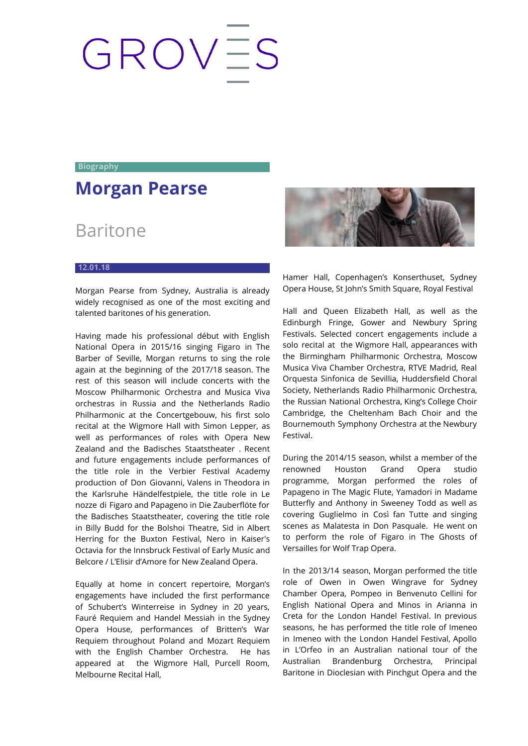GROVES

Biography

# Morgan Pearse

## Baritone

12.01.18

Morgan Pearse from Sydney, Australia is already widely recognised as one of the most exciting and talented baritones of his generation.

Having made his professional début with English National Opera in 2015/16 singing Figaro in The Barber of Seville, Morgan returns to sing the role again at the beginning of the 2017/18 season. The rest of this season will include concerts with the Moscow Philharmonic Orchestra and Musica Viva orchestras in Russia and the Netherlands Radio Philharmonic at the Concertgebouw, his first solo recital at the Wigmore Hall with Simon Lepper, as well as performances of roles with Opera New Zealand and the Badisches Staatstheater . Recent and future engagements include performances of the title role in the Verbier Festival Academy production of Don Giovanni, Valens in Theodora in the Karlsruhe Händelfestpiele, the title role in Le nozze di Figaro and Papageno in Die Zauberflöte for the Badisches Staatstheater, covering the title role in Billy Budd for the Bolshoi Theatre, Sid in Albert Herring for the Buxton Festival, Nero in Kaiser's Octavia for the Innsbruck Festival of Early Music and Belcore / L'Elisir d'Amore for New Zealand Opera.

Equally at home in concert repertoire, Morgan's engagements have included the first performance of Schubert's Winterreise in Sydney in 20 years, Fauré Requiem and Handel Messiah in the Sydney Opera House, performances of Britten's War Requiem throughout Poland and Mozart Requiem with the English Chamber Orchestra. He has appeared at the Wigmore Hall, Purcell Room, Melbourne Recital Hall, Hamer Hall, Copenhagen's Konserthuset, Sydney Opera House, St John's Smith Square, Royal Festival Hall and Queen Elizabeth Hall, as well as the Edinburgh Fringe, Gower and Newbury Spring Festivals. Selected concert engagements include a solo recital at the Wigmore Hall, appearances with the Birmingham Philharmonic Orchestra, Moscow Musica Viva Chamber Orchestra, RTVE Madrid, Real Orquesta Sinfonica de Sevillia, Huddersfield Choral Society, Netherlands Radio Philharmonic Orchestra, the Russian National Orchestra, King's College Choir Cambridge, the Cheltenham Bach Choir and the Bournemouth Symphony Orchestra at the Newbury Festival.

During the 2014/15 season, whilst a member of the renowned Houston Grand Opera studio programme, Morgan performed the roles of Papageno in The Magic Flute, Yamadori in Madame Butterfly and Anthony in Sweeney Todd as well as covering Guglielmo in Così fan Tutte and singing scenes as Malatesta in Don Pasquale. He went on to perform the role of Figaro in The Ghosts of Versailles for Wolf Trap Opera.

In the 2013/14 season, Morgan performed the title role of Owen in Owen Wingrave for Sydney Chamber Opera, Pompeo in Benvenuto Cellini for English National Opera and Minos in Arianna in Creta for the London Handel Festival. In previous seasons, he has performed the title role of Imeneo in Imeneo with the London Handel Festival, Apollo in L'Orfeo in an Australian national tour of the Australian Brandenburg Orchestra, Principal Baritone in Dioclesian with Pinchgut Opera and the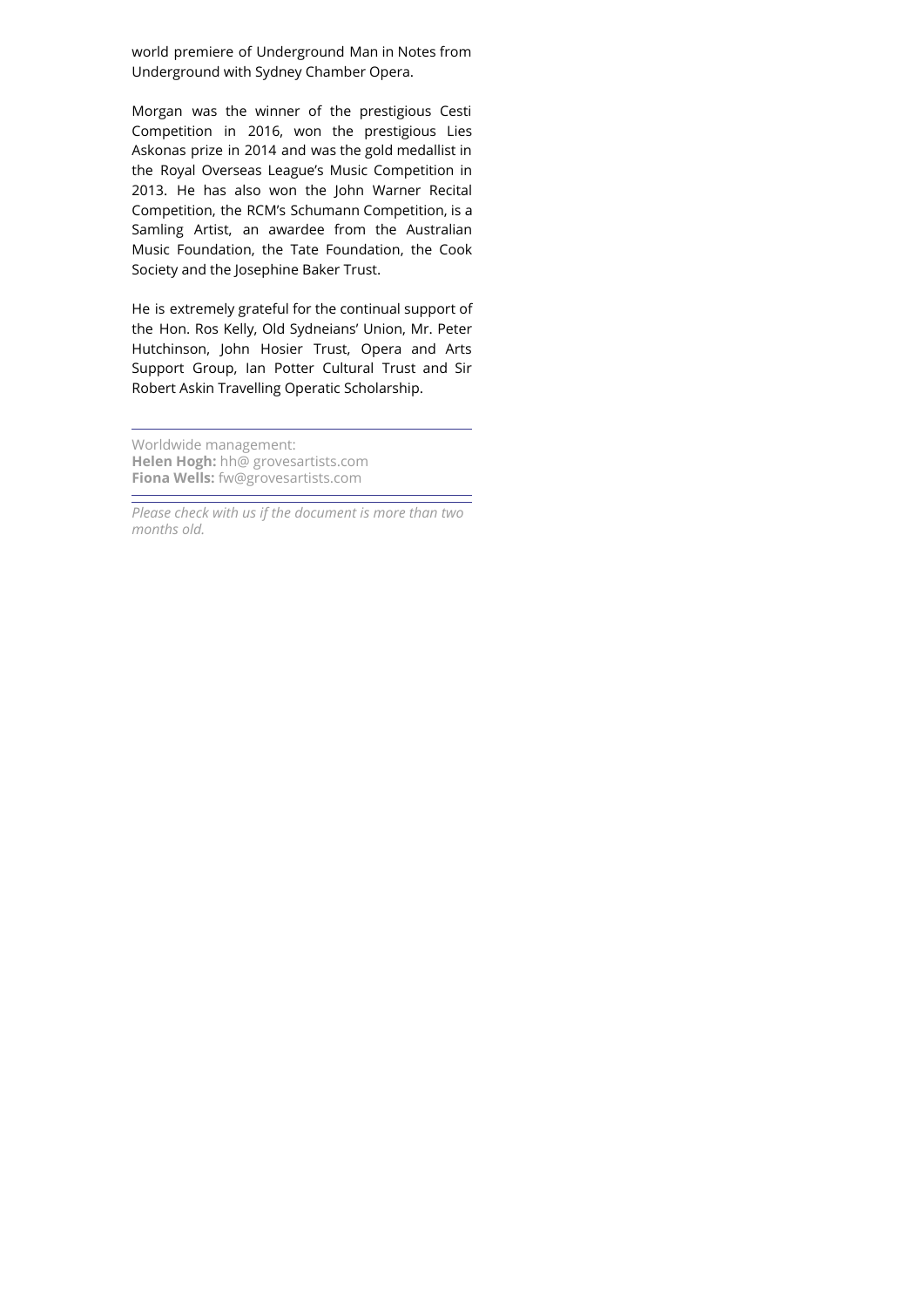world premiere of Underground Man in Notes from Underground with Sydney Chamber Opera.

Morgan was the winner of the prestigious Cesti Competition in 2016, won the prestigious Lies Askonas prize in 2014 and was the gold medallist in the Royal Overseas League's Music Competition in 2013. He has also won the John Warner Recital Competition, the RCM's Schumann Competition, is a Samling Artist, an awardee from the Australian Music Foundation, the Tate Foundation, the Cook Society and the Josephine Baker Trust.

He is extremely grateful for the continual support of the Hon. Ros Kelly, Old Sydneians' Union, Mr. Peter Hutchinson, John Hosier Trust, Opera and Arts Support Group, Ian Potter Cultural Trust and Sir Robert Askin Travelling Operatic Scholarship.

---

Worldwide management:
**Helen Hogh:** hh@ grovesartists.com
**Fiona Wells:** fw@grovesartists.com

---

*Please check with us if the document is more than two months old.*